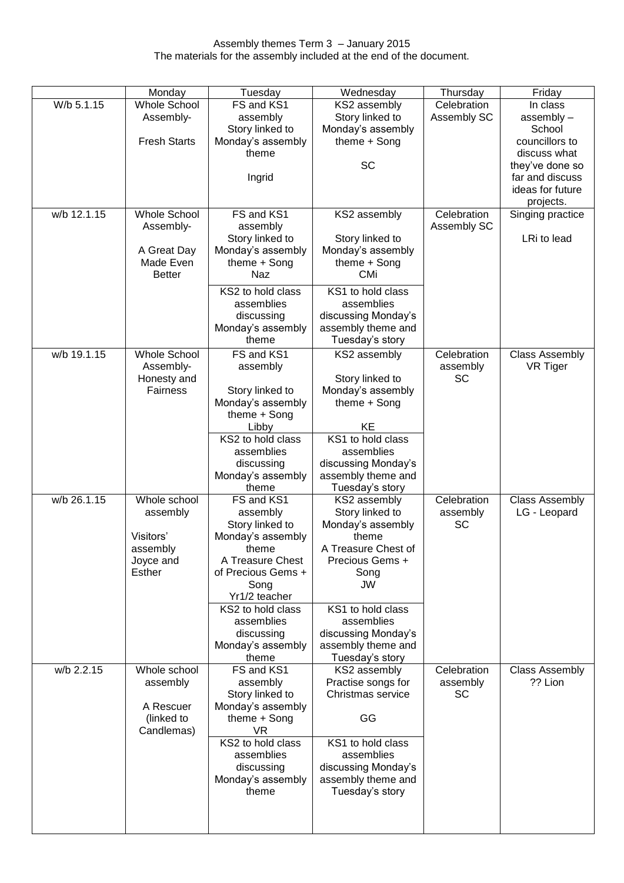Assembly themes Term 3 – January 2015
The materials for the assembly included at the end of the document.

| | Monday | Tuesday | Wednesday | Thursday | Friday |
|---|---|---|---|---|---|
| W/b 5.1.15 | Whole School Assembly- Fresh Starts | FS and KS1 assembly Story linked to Monday's assembly theme Ingrid | KS2 assembly Story linked to Monday's assembly theme + Song SC | Celebration Assembly SC | In class assembly – School councillors to discuss what they've done so far and discuss ideas for future projects. |
| w/b 12.1.15 | Whole School Assembly- A Great Day Made Even Better | FS and KS1 assembly Story linked to Monday's assembly theme + Song Naz | KS2 assembly Story linked to Monday's assembly theme + Song CMi | Celebration Assembly SC | Singing practice LRi to lead |
| | | KS2 to hold class assemblies discussing Monday's assembly theme | KS1 to hold class assemblies discussing Monday's assembly theme and Tuesday's story | | |
| w/b 19.1.15 | Whole School Assembly- Honesty and Fairness | FS and KS1 assembly Story linked to Monday's assembly theme + Song Libby | KS2 assembly Story linked to Monday's assembly theme + Song KE | Celebration assembly SC | Class Assembly VR Tiger |
| | | KS2 to hold class assemblies discussing Monday's assembly theme | KS1 to hold class assemblies discussing Monday's assembly theme and Tuesday's story | | |
| w/b 26.1.15 | Whole school assembly Visitors' assembly Joyce and Esther | FS and KS1 assembly Story linked to Monday's assembly theme A Treasure Chest of Precious Gems + Song Yr1/2 teacher | KS2 assembly Story linked to Monday's assembly theme A Treasure Chest of Precious Gems + Song JW | Celebration assembly SC | Class Assembly LG - Leopard |
| | | KS2 to hold class assemblies discussing Monday's assembly theme | KS1 to hold class assemblies discussing Monday's assembly theme and Tuesday's story | | |
| w/b 2.2.15 | Whole school assembly A Rescuer (linked to Candlemas) | FS and KS1 assembly Story linked to Monday's assembly theme + Song VR | KS2 assembly Practise songs for Christmas service GG | Celebration assembly SC | Class Assembly ?? Lion |
| | | KS2 to hold class assemblies discussing Monday's assembly theme | KS1 to hold class assemblies discussing Monday's assembly theme and Tuesday's story | | |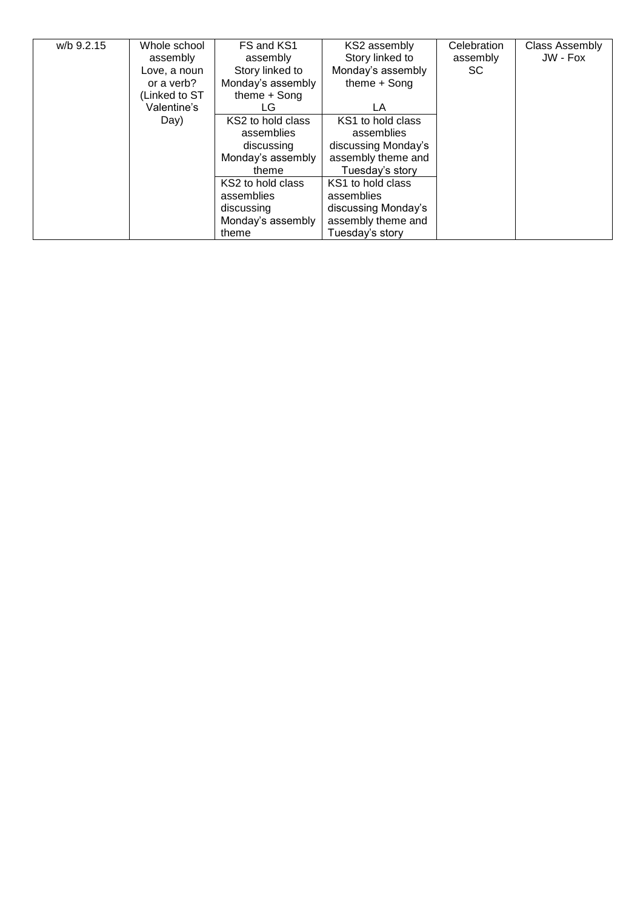| | | | | | |
|---|---|---|---|---|---|
| w/b 9.2.15 | Whole school assembly Love, a noun or a verb? (Linked to ST Valentine's Day) | FS and KS1 assembly Story linked to Monday's assembly theme + Song LG | KS2 assembly Story linked to Monday's assembly theme + Song LA | Celebration assembly SC | Class Assembly JW - Fox |
| | | KS2 to hold class assemblies discussing Monday's assembly theme | KS1 to hold class assemblies discussing Monday's assembly theme and Tuesday's story | | |
| | | KS2 to hold class assemblies discussing Monday's assembly theme | KS1 to hold class assemblies discussing Monday's assembly theme and Tuesday's story | | |